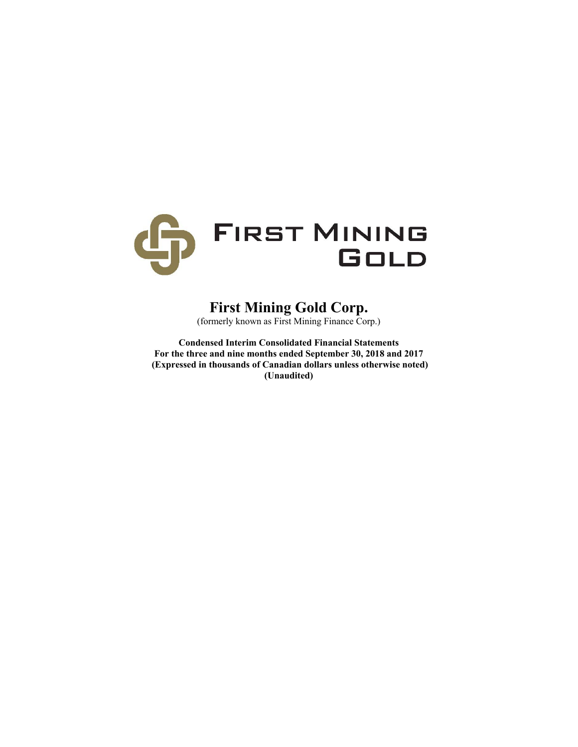FIRST MINING GOLD

# First Mining Gold Corp.

(formerly known as First Mining Finance Corp.)

**Condensed Interim Consolidated Financial Statements**
**For the three and nine months ended September 30, 2018 and 2017**
**(Expressed in thousands of Canadian dollars unless otherwise noted)**
**(Unaudited)**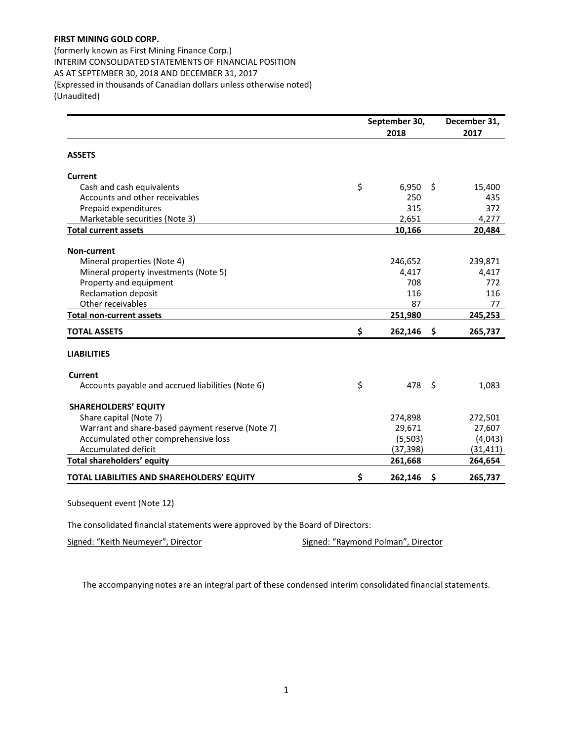**FIRST MINING GOLD CORP.**
(formerly known as First Mining Finance Corp.)
INTERIM CONSOLIDATED STATEMENTS OF FINANCIAL POSITION
AS AT SEPTEMBER 30, 2018 AND DECEMBER 31, 2017
(Expressed in thousands of Canadian dollars unless otherwise noted)
(Unaudited)

| | September 30, 2018 | December 31, 2017 |
|---|---|---|
| **ASSETS** | | |
| **Current** | | |
| Cash and cash equivalents | $ 6,950 | $ 15,400 |
| Accounts and other receivables | 250 | 435 |
| Prepaid expenditures | 315 | 372 |
| Marketable securities (Note 3) | 2,651 | 4,277 |
| **Total current assets** | **10,166** | **20,484** |
| **Non-current** | | |
| Mineral properties (Note 4) | 246,652 | 239,871 |
| Mineral property investments (Note 5) | 4,417 | 4,417 |
| Property and equipment | 708 | 772 |
| Reclamation deposit | 116 | 116 |
| Other receivables | 87 | 77 |
| **Total non-current assets** | **251,980** | **245,253** |
| **TOTAL ASSETS** | **$ 262,146** | **$ 265,737** |
| **LIABILITIES** | | |
| **Current** | | |
| Accounts payable and accrued liabilities (Note 6) | $ 478 | $ 1,083 |
| **SHAREHOLDERS' EQUITY** | | |
| Share capital (Note 7) | 274,898 | 272,501 |
| Warrant and share-based payment reserve (Note 7) | 29,671 | 27,607 |
| Accumulated other comprehensive loss | (5,503) | (4,043) |
| Accumulated deficit | (37,398) | (31,411) |
| **Total shareholders' equity** | **261,668** | **264,654** |
| **TOTAL LIABILITIES AND SHAREHOLDERS' EQUITY** | **$ 262,146** | **$ 265,737** |

Subsequent event (Note 12)

The consolidated financial statements were approved by the Board of Directors:

Signed: "Keith Neumeyer", Director Signed: "Raymond Polman", Director

The accompanying notes are an integral part of these condensed interim consolidated financial statements.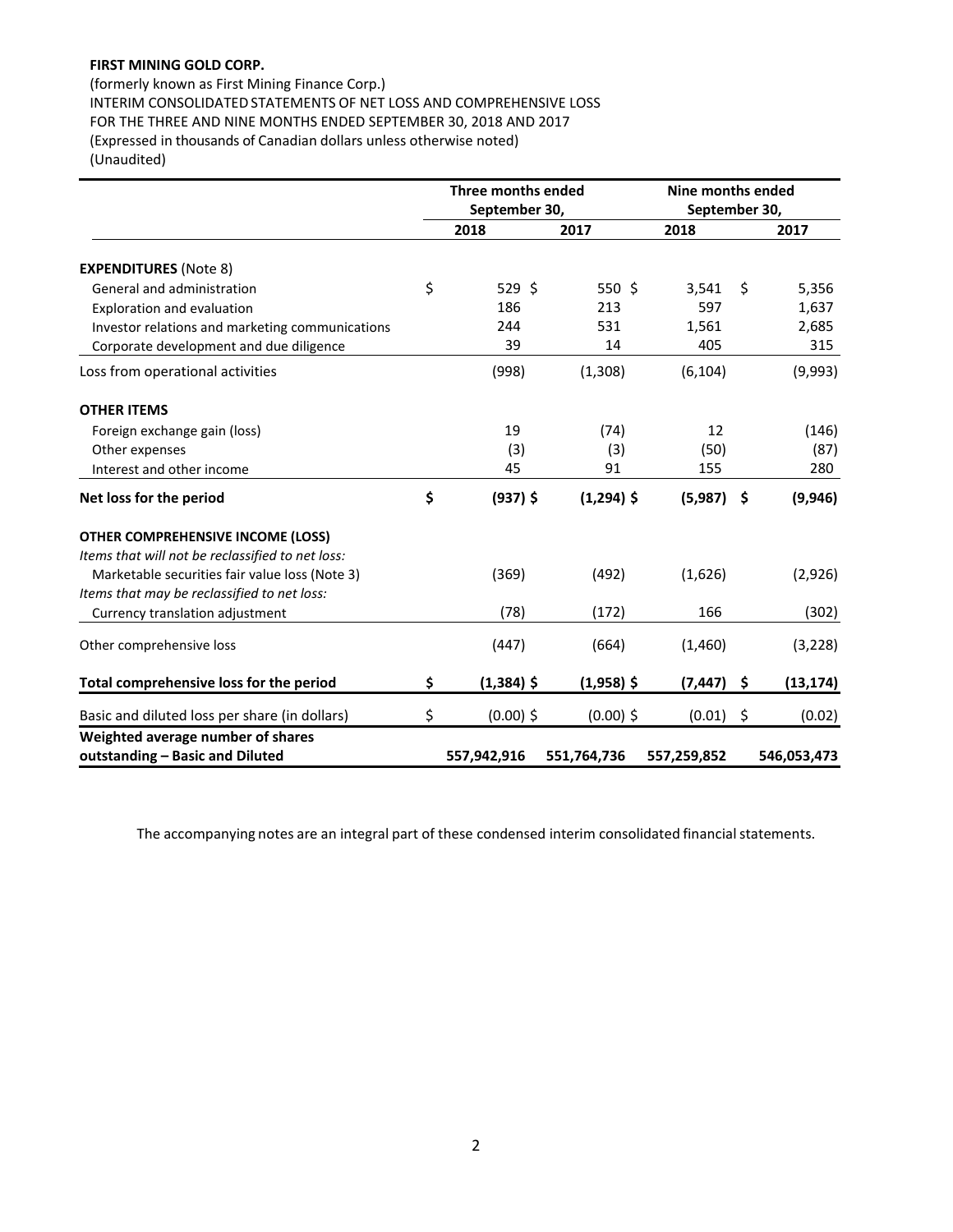**FIRST MINING GOLD CORP.**

(formerly known as First Mining Finance Corp.)
INTERIM CONSOLIDATED STATEMENTS OF NET LOSS AND COMPREHENSIVE LOSS
FOR THE THREE AND NINE MONTHS ENDED SEPTEMBER 30, 2018 AND 2017
(Expressed in thousands of Canadian dollars unless otherwise noted)
(Unaudited)

| | Three months ended September 30, | | Nine months ended September 30, | |
|---|---|---|---|---|
| | **2018** | **2017** | **2018** | **2017** |
| **EXPENDITURES** (Note 8) | | | | |
| General and administration | $ 529 | $ 550 | $ 3,541 | $ 5,356 |
| Exploration and evaluation | 186 | 213 | 597 | 1,637 |
| Investor relations and marketing communications | 244 | 531 | 1,561 | 2,685 |
| Corporate development and due diligence | 39 | 14 | 405 | 315 |
| Loss from operational activities | (998) | (1,308) | (6,104) | (9,993) |
| **OTHER ITEMS** | | | | |
| Foreign exchange gain (loss) | 19 | (74) | 12 | (146) |
| Other expenses | (3) | (3) | (50) | (87) |
| Interest and other income | 45 | 91 | 155 | 280 |
| **Net loss for the period** | **$ (937)** | **$ (1,294)** | **$ (5,987)** | **$ (9,946)** |
| **OTHER COMPREHENSIVE INCOME (LOSS)** | | | | |
| *Items that will not be reclassified to net loss:* | | | | |
| Marketable securities fair value loss (Note 3) | (369) | (492) | (1,626) | (2,926) |
| *Items that may be reclassified to net loss:* | | | | |
| Currency translation adjustment | (78) | (172) | 166 | (302) |
| Other comprehensive loss | (447) | (664) | (1,460) | (3,228) |
| **Total comprehensive loss for the period** | **$ (1,384)** | **$ (1,958)** | **$ (7,447)** | **$ (13,174)** |
| Basic and diluted loss per share (in dollars) | $ (0.00) | $ (0.00) | $ (0.01) | $ (0.02) |
| **Weighted average number of shares outstanding – Basic and Diluted** | **557,942,916** | **551,764,736** | **557,259,852** | **546,053,473** |

The accompanying notes are an integral part of these condensed interim consolidated financial statements.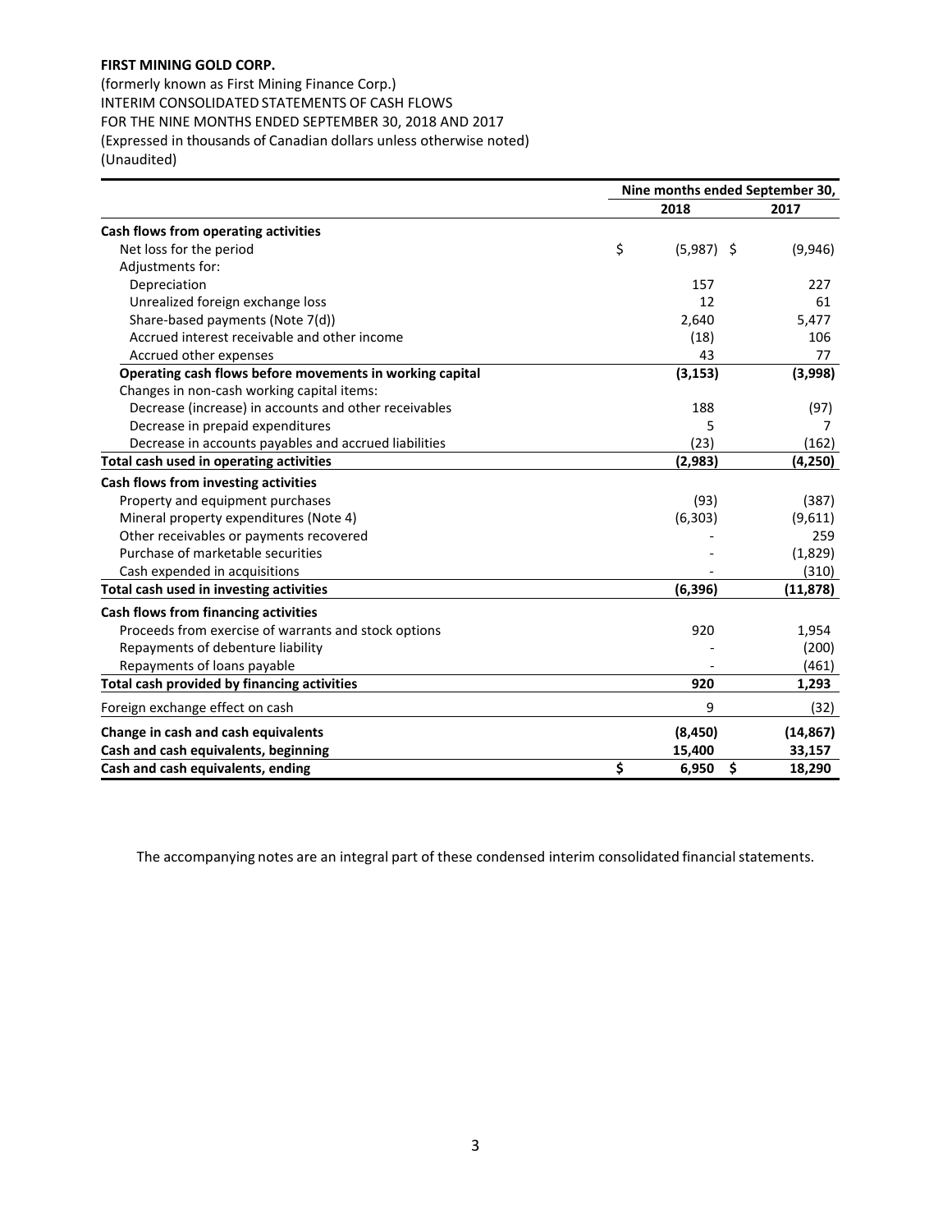**FIRST MINING GOLD CORP.**

(formerly known as First Mining Finance Corp.)
INTERIM CONSOLIDATED STATEMENTS OF CASH FLOWS
FOR THE NINE MONTHS ENDED SEPTEMBER 30, 2018 AND 2017
(Expressed in thousands of Canadian dollars unless otherwise noted)
(Unaudited)

| | Nine months ended September 30, | |
|---|---|---|
| | **2018** | **2017** |
| **Cash flows from operating activities** | | |
| Net loss for the period | $ (5,987) | $ (9,946) |
| Adjustments for: | | |
| Depreciation | 157 | 227 |
| Unrealized foreign exchange loss | 12 | 61 |
| Share-based payments (Note 7(d)) | 2,640 | 5,477 |
| Accrued interest receivable and other income | (18) | 106 |
| Accrued other expenses | 43 | 77 |
| **Operating cash flows before movements in working capital** | **(3,153)** | **(3,998)** |
| Changes in non-cash working capital items: | | |
| Decrease (increase) in accounts and other receivables | 188 | (97) |
| Decrease in prepaid expenditures | 5 | 7 |
| Decrease in accounts payables and accrued liabilities | (23) | (162) |
| **Total cash used in operating activities** | **(2,983)** | **(4,250)** |
| **Cash flows from investing activities** | | |
| Property and equipment purchases | (93) | (387) |
| Mineral property expenditures (Note 4) | (6,303) | (9,611) |
| Other receivables or payments recovered | - | 259 |
| Purchase of marketable securities | - | (1,829) |
| Cash expended in acquisitions | - | (310) |
| **Total cash used in investing activities** | **(6,396)** | **(11,878)** |
| **Cash flows from financing activities** | | |
| Proceeds from exercise of warrants and stock options | 920 | 1,954 |
| Repayments of debenture liability | - | (200) |
| Repayments of loans payable | - | (461) |
| **Total cash provided by financing activities** | **920** | **1,293** |
| Foreign exchange effect on cash | 9 | (32) |
| **Change in cash and cash equivalents** | **(8,450)** | **(14,867)** |
| **Cash and cash equivalents, beginning** | **15,400** | **33,157** |
| **Cash and cash equivalents, ending** | **$ 6,950** | **$ 18,290** |

The accompanying notes are an integral part of these condensed interim consolidated financial statements.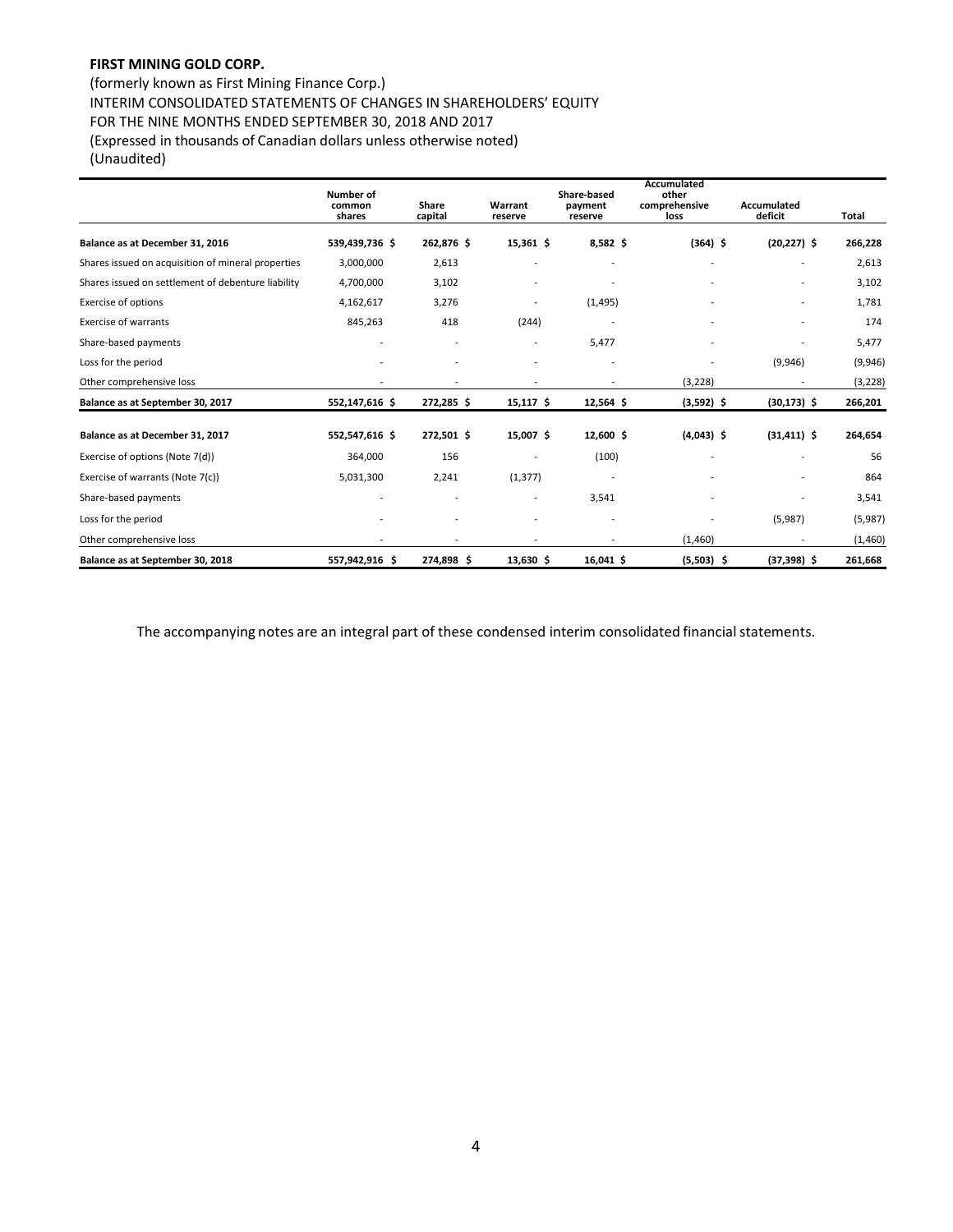**FIRST MINING GOLD CORP.**

(formerly known as First Mining Finance Corp.)
INTERIM CONSOLIDATED STATEMENTS OF CHANGES IN SHAREHOLDERS' EQUITY
FOR THE NINE MONTHS ENDED SEPTEMBER 30, 2018 AND 2017
(Expressed in thousands of Canadian dollars unless otherwise noted)
(Unaudited)

| | Number of common shares | Share capital | Warrant reserve | Share-based payment reserve | Accumulated other comprehensive loss | Accumulated deficit | Total |
|---|---|---|---|---|---|---|---|
| **Balance as at December 31, 2016** | **539,439,736 $** | **262,876 $** | **15,361 $** | **8,582 $** | **(364) $** | **(20,227) $** | **266,228** |
| Shares issued on acquisition of mineral properties | 3,000,000 | 2,613 | - | - | - | - | 2,613 |
| Shares issued on settlement of debenture liability | 4,700,000 | 3,102 | - | - | - | - | 3,102 |
| Exercise of options | 4,162,617 | 3,276 | - | (1,495) | - | - | 1,781 |
| Exercise of warrants | 845,263 | 418 | (244) | - | - | - | 174 |
| Share-based payments | - | - | - | 5,477 | - | - | 5,477 |
| Loss for the period | - | - | - | - | - | (9,946) | (9,946) |
| Other comprehensive loss | - | - | - | - | (3,228) | - | (3,228) |
| **Balance as at September 30, 2017** | **552,147,616 $** | **272,285 $** | **15,117 $** | **12,564 $** | **(3,592) $** | **(30,173) $** | **266,201** |
| **Balance as at December 31, 2017** | **552,547,616 $** | **272,501 $** | **15,007 $** | **12,600 $** | **(4,043) $** | **(31,411) $** | **264,654** |
| Exercise of options (Note 7(d)) | 364,000 | 156 | - | (100) | - | - | 56 |
| Exercise of warrants (Note 7(c)) | 5,031,300 | 2,241 | (1,377) | - | - | - | 864 |
| Share-based payments | - | - | - | 3,541 | - | - | 3,541 |
| Loss for the period | - | - | - | - | - | (5,987) | (5,987) |
| Other comprehensive loss | - | - | - | - | (1,460) | - | (1,460) |
| **Balance as at September 30, 2018** | **557,942,916 $** | **274,898 $** | **13,630 $** | **16,041 $** | **(5,503) $** | **(37,398) $** | **261,668** |

The accompanying notes are an integral part of these condensed interim consolidated financial statements.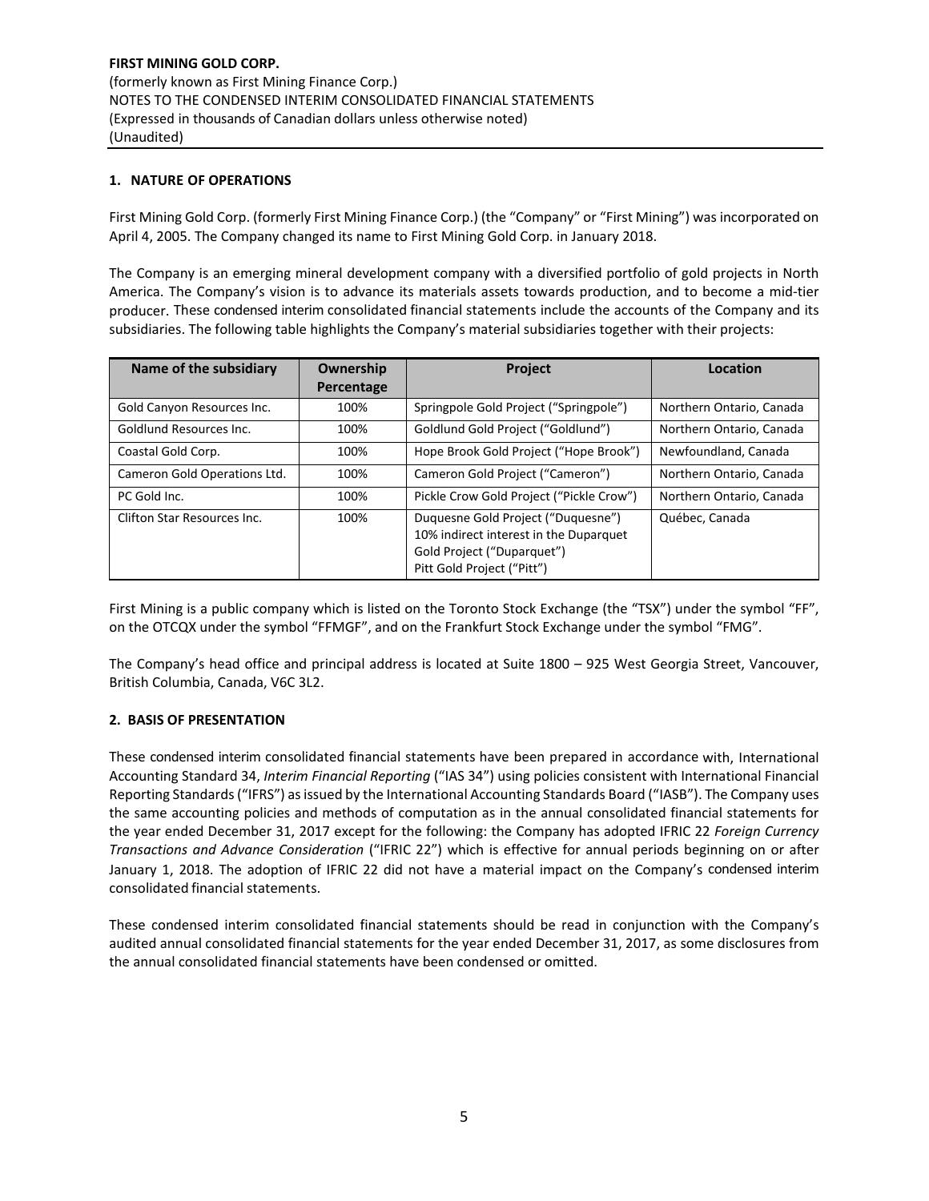**FIRST MINING GOLD CORP.**
(formerly known as First Mining Finance Corp.)
NOTES TO THE CONDENSED INTERIM CONSOLIDATED FINANCIAL STATEMENTS
(Expressed in thousands of Canadian dollars unless otherwise noted)
(Unaudited)

## 1. NATURE OF OPERATIONS

First Mining Gold Corp. (formerly First Mining Finance Corp.) (the "Company" or "First Mining") was incorporated on April 4, 2005. The Company changed its name to First Mining Gold Corp. in January 2018.

The Company is an emerging mineral development company with a diversified portfolio of gold projects in North America. The Company's vision is to advance its materials assets towards production, and to become a mid-tier producer. These condensed interim consolidated financial statements include the accounts of the Company and its subsidiaries. The following table highlights the Company's material subsidiaries together with their projects:

| Name of the subsidiary | Ownership Percentage | Project | Location |
|---|---|---|---|
| Gold Canyon Resources Inc. | 100% | Springpole Gold Project ("Springpole") | Northern Ontario, Canada |
| Goldlund Resources Inc. | 100% | Goldlund Gold Project ("Goldlund") | Northern Ontario, Canada |
| Coastal Gold Corp. | 100% | Hope Brook Gold Project ("Hope Brook") | Newfoundland, Canada |
| Cameron Gold Operations Ltd. | 100% | Cameron Gold Project ("Cameron") | Northern Ontario, Canada |
| PC Gold Inc. | 100% | Pickle Crow Gold Project ("Pickle Crow") | Northern Ontario, Canada |
| Clifton Star Resources Inc. | 100% | Duquesne Gold Project ("Duquesne")<br>10% indirect interest in the Duparquet Gold Project ("Duparquet")<br>Pitt Gold Project ("Pitt") | Québec, Canada |

First Mining is a public company which is listed on the Toronto Stock Exchange (the "TSX") under the symbol "FF", on the OTCQX under the symbol "FFMGF", and on the Frankfurt Stock Exchange under the symbol "FMG".

The Company's head office and principal address is located at Suite 1800 – 925 West Georgia Street, Vancouver, British Columbia, Canada, V6C 3L2.

## 2. BASIS OF PRESENTATION

These condensed interim consolidated financial statements have been prepared in accordance with, International Accounting Standard 34, *Interim Financial Reporting* ("IAS 34") using policies consistent with International Financial Reporting Standards ("IFRS") as issued by the International Accounting Standards Board ("IASB"). The Company uses the same accounting policies and methods of computation as in the annual consolidated financial statements for the year ended December 31, 2017 except for the following: the Company has adopted IFRIC 22 *Foreign Currency Transactions and Advance Consideration* ("IFRIC 22") which is effective for annual periods beginning on or after January 1, 2018. The adoption of IFRIC 22 did not have a material impact on the Company's condensed interim consolidated financial statements.

These condensed interim consolidated financial statements should be read in conjunction with the Company's audited annual consolidated financial statements for the year ended December 31, 2017, as some disclosures from the annual consolidated financial statements have been condensed or omitted.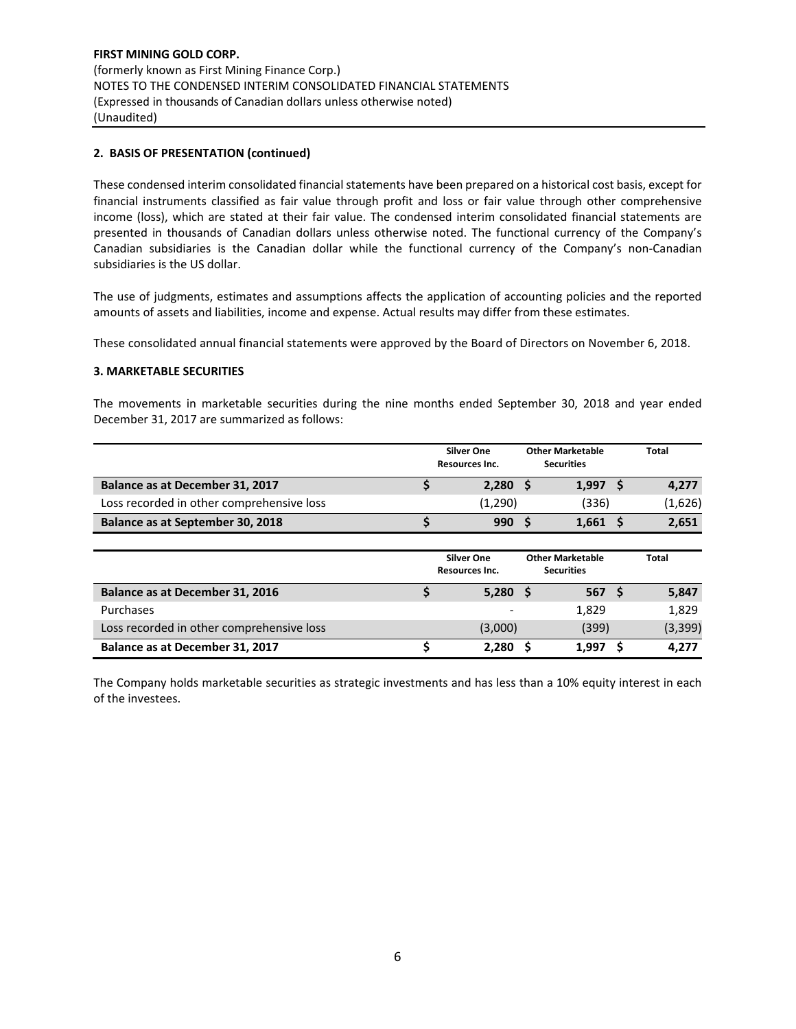**FIRST MINING GOLD CORP.**
(formerly known as First Mining Finance Corp.)
NOTES TO THE CONDENSED INTERIM CONSOLIDATED FINANCIAL STATEMENTS
(Expressed in thousands of Canadian dollars unless otherwise noted)
(Unaudited)

## 2. BASIS OF PRESENTATION (continued)

These condensed interim consolidated financial statements have been prepared on a historical cost basis, except for financial instruments classified as fair value through profit and loss or fair value through other comprehensive income (loss), which are stated at their fair value. The condensed interim consolidated financial statements are presented in thousands of Canadian dollars unless otherwise noted. The functional currency of the Company's Canadian subsidiaries is the Canadian dollar while the functional currency of the Company's non-Canadian subsidiaries is the US dollar.

The use of judgments, estimates and assumptions affects the application of accounting policies and the reported amounts of assets and liabilities, income and expense. Actual results may differ from these estimates.

These consolidated annual financial statements were approved by the Board of Directors on November 6, 2018.

## 3. MARKETABLE SECURITIES

The movements in marketable securities during the nine months ended September 30, 2018 and year ended December 31, 2017 are summarized as follows:

| | Silver One Resources Inc. | Other Marketable Securities | Total |
|---|---|---|---|
| **Balance as at December 31, 2017** | **$ 2,280** | **$ 1,997** | **$ 4,277** |
| Loss recorded in other comprehensive loss | (1,290) | (336) | (1,626) |
| **Balance as at September 30, 2018** | **$ 990** | **$ 1,661** | **$ 2,651** |

| | Silver One Resources Inc. | Other Marketable Securities | Total |
|---|---|---|---|
| **Balance as at December 31, 2016** | **$ 5,280** | **$ 567** | **$ 5,847** |
| Purchases | - | 1,829 | 1,829 |
| Loss recorded in other comprehensive loss | (3,000) | (399) | (3,399) |
| **Balance as at December 31, 2017** | **$ 2,280** | **$ 1,997** | **$ 4,277** |

The Company holds marketable securities as strategic investments and has less than a 10% equity interest in each of the investees.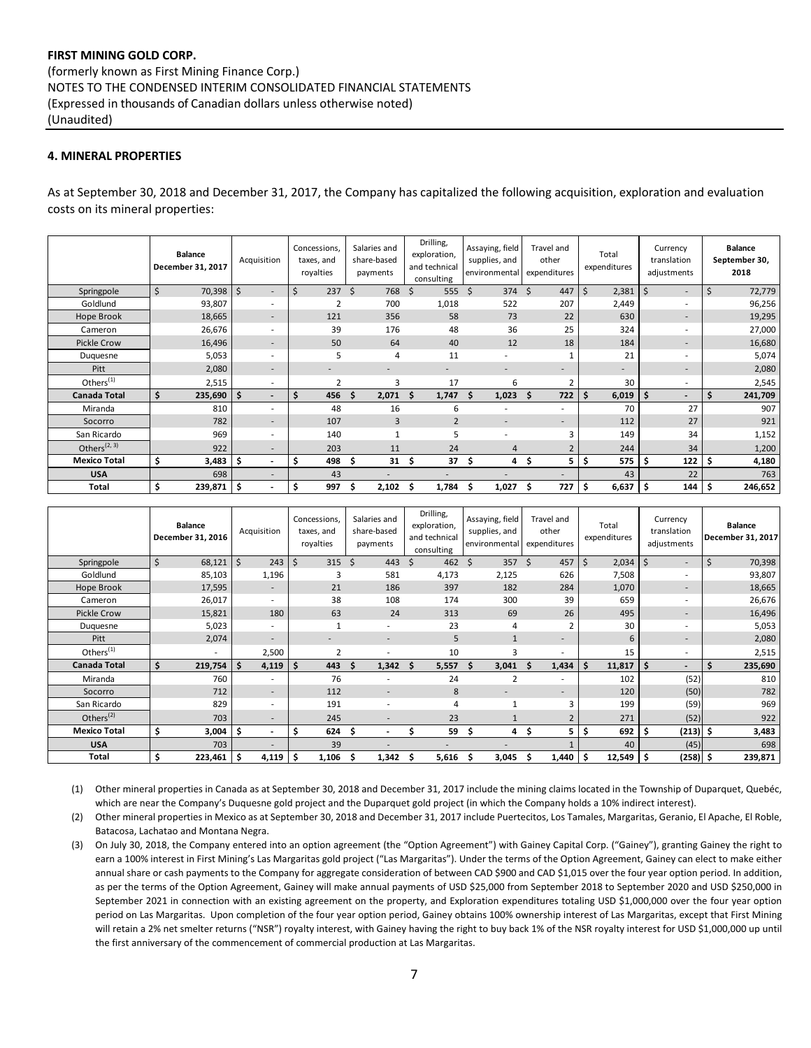**FIRST MINING GOLD CORP.**
(formerly known as First Mining Finance Corp.)
NOTES TO THE CONDENSED INTERIM CONSOLIDATED FINANCIAL STATEMENTS
(Expressed in thousands of Canadian dollars unless otherwise noted)
(Unaudited)

**4. MINERAL PROPERTIES**

As at September 30, 2018 and December 31, 2017, the Company has capitalized the following acquisition, exploration and evaluation costs on its mineral properties:

| | Balance December 31, 2017 | Acquisition | Concessions, taxes, and royalties | Salaries and share-based payments | Drilling, exploration, and technical consulting | Assaying, field supplies, and environmental | Travel and other expenditures | Total expenditures | Currency translation adjustments | Balance September 30, 2018 |
|---|---|---|---|---|---|---|---|---|---|---|
| Springpole | $ 70,398 | $ - | $ 237 | $ 768 | $ 555 | $ 374 | $ 447 | $ 2,381 | $ - | $ 72,779 |
| Goldlund | 93,807 | - | 2 | 700 | 1,018 | 522 | 207 | 2,449 | - | 96,256 |
| Hope Brook | 18,665 | - | 121 | 356 | 58 | 73 | 22 | 630 | - | 19,295 |
| Cameron | 26,676 | - | 39 | 176 | 48 | 36 | 25 | 324 | - | 27,000 |
| Pickle Crow | 16,496 | - | 50 | 64 | 40 | 12 | 18 | 184 | - | 16,680 |
| Duquesne | 5,053 | - | 5 | 4 | 11 | - | 1 | 21 | - | 5,074 |
| Pitt | 2,080 | - | - | - | - | - | - | - | - | 2,080 |
| Others[(1)] | 2,515 | - | 2 | 3 | 17 | 6 | 2 | 30 | - | 2,545 |
| **Canada Total** | **$ 235,690** | **$ -** | **$ 456** | **$ 2,071** | **$ 1,747** | **$ 1,023** | **$ 722** | **$ 6,019** | **$ -** | **$ 241,709** |
| Miranda | 810 | - | 48 | 16 | 6 | - | - | 70 | 27 | 907 |
| Socorro | 782 | - | 107 | 3 | 2 | - | - | 112 | 27 | 921 |
| San Ricardo | 969 | - | 140 | 1 | 5 | - | 3 | 149 | 34 | 1,152 |
| Others[(2, 3)] | 922 | - | 203 | 11 | 24 | 4 | 2 | 244 | 34 | 1,200 |
| **Mexico Total** | **$ 3,483** | **$ -** | **$ 498** | **$ 31** | **$ 37** | **$ 4** | **$ 5** | **$ 575** | **$ 122** | **$ 4,180** |
| **USA** | 698 | - | 43 | - | - | - | - | 43 | 22 | 763 |
| **Total** | **$ 239,871** | **$ -** | **$ 997** | **$ 2,102** | **$ 1,784** | **$ 1,027** | **$ 727** | **$ 6,637** | **$ 144** | **$ 246,652** |

| | Balance December 31, 2016 | Acquisition | Concessions, taxes, and royalties | Salaries and share-based payments | Drilling, exploration, and technical consulting | Assaying, field supplies, and environmental | Travel and other expenditures | Total expenditures | Currency translation adjustments | Balance December 31, 2017 |
|---|---|---|---|---|---|---|---|---|---|---|
| Springpole | $ 68,121 | $ 243 | $ 315 | $ 443 | $ 462 | $ 357 | $ 457 | $ 2,034 | $ - | $ 70,398 |
| Goldlund | 85,103 | 1,196 | 3 | 581 | 4,173 | 2,125 | 626 | 7,508 | - | 93,807 |
| Hope Brook | 17,595 | - | 21 | 186 | 397 | 182 | 284 | 1,070 | - | 18,665 |
| Cameron | 26,017 | - | 38 | 108 | 174 | 300 | 39 | 659 | - | 26,676 |
| Pickle Crow | 15,821 | 180 | 63 | 24 | 313 | 69 | 26 | 495 | - | 16,496 |
| Duquesne | 5,023 | - | 1 | - | 23 | 4 | 2 | 30 | - | 5,053 |
| Pitt | 2,074 | - | - | - | 5 | 1 | - | 6 | - | 2,080 |
| Others[(1)] | - | 2,500 | 2 | - | 10 | 3 | - | 15 | - | 2,515 |
| **Canada Total** | **$ 219,754** | **$ 4,119** | **$ 443** | **$ 1,342** | **$ 5,557** | **$ 3,041** | **$ 1,434** | **$ 11,817** | **$ -** | **$ 235,690** |
| Miranda | 760 | - | 76 | - | 24 | 2 | - | 102 | (52) | 810 |
| Socorro | 712 | - | 112 | - | 8 | - | - | 120 | (50) | 782 |
| San Ricardo | 829 | - | 191 | - | 4 | 1 | 3 | 199 | (59) | 969 |
| Others[(2)] | 703 | - | 245 | - | 23 | 1 | 2 | 271 | (52) | 922 |
| **Mexico Total** | **$ 3,004** | **$ -** | **$ 624** | **$ -** | **$ 59** | **$ 4** | **$ 5** | **$ 692** | **$ (213)** | **$ 3,483** |
| **USA** | 703 | - | 39 | - | - | - | 1 | 40 | (45) | 698 |
| **Total** | **$ 223,461** | **$ 4,119** | **$ 1,106** | **$ 1,342** | **$ 5,616** | **$ 3,045** | **$ 1,440** | **$ 12,549** | **$ (258)** | **$ 239,871** |

(1) Other mineral properties in Canada as at September 30, 2018 and December 31, 2017 include the mining claims located in the Township of Duparquet, Quebéc, which are near the Company's Duquesne gold project and the Duparquet gold project (in which the Company holds a 10% indirect interest).

(2) Other mineral properties in Mexico as at September 30, 2018 and December 31, 2017 include Puertecitos, Los Tamales, Margaritas, Geranio, El Apache, El Roble, Batacosa, Lachatao and Montana Negra.

(3) On July 30, 2018, the Company entered into an option agreement (the "Option Agreement") with Gainey Capital Corp. ("Gainey"), granting Gainey the right to earn a 100% interest in First Mining's Las Margaritas gold project ("Las Margaritas"). Under the terms of the Option Agreement, Gainey can elect to make either annual share or cash payments to the Company for aggregate consideration of between CAD $900 and CAD $1,015 over the four year option period. In addition, as per the terms of the Option Agreement, Gainey will make annual payments of USD $25,000 from September 2018 to September 2020 and USD $250,000 in September 2021 in connection with an existing agreement on the property, and Exploration expenditures totaling USD $1,000,000 over the four year option period on Las Margaritas. Upon completion of the four year option period, Gainey obtains 100% ownership interest of Las Margaritas, except that First Mining will retain a 2% net smelter returns ("NSR") royalty interest, with Gainey having the right to buy back 1% of the NSR royalty interest for USD $1,000,000 up until the first anniversary of the commencement of commercial production at Las Margaritas.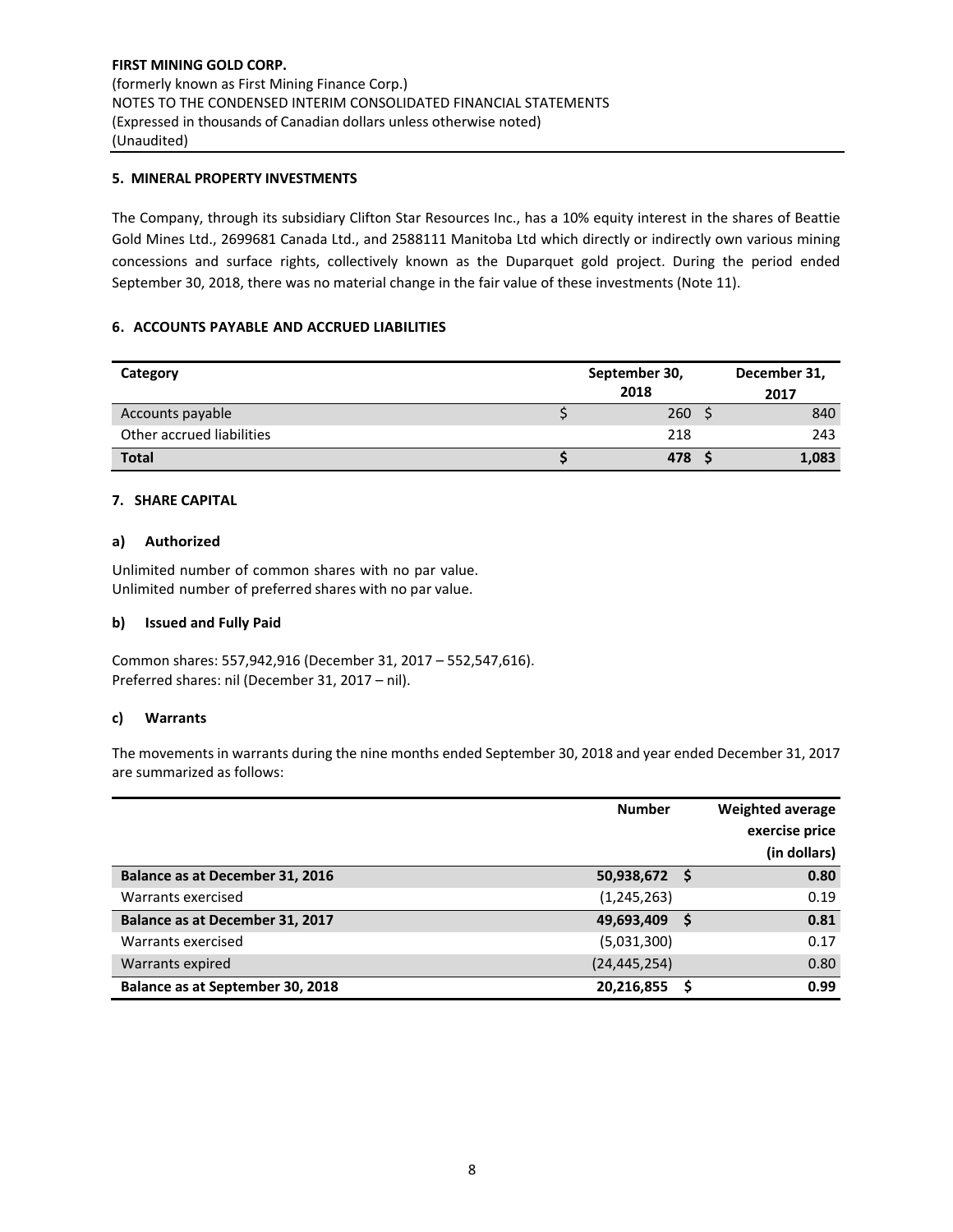**FIRST MINING GOLD CORP.**
(formerly known as First Mining Finance Corp.)
NOTES TO THE CONDENSED INTERIM CONSOLIDATED FINANCIAL STATEMENTS
(Expressed in thousands of Canadian dollars unless otherwise noted)
(Unaudited)

## 5. MINERAL PROPERTY INVESTMENTS

The Company, through its subsidiary Clifton Star Resources Inc., has a 10% equity interest in the shares of Beattie Gold Mines Ltd., 2699681 Canada Ltd., and 2588111 Manitoba Ltd which directly or indirectly own various mining concessions and surface rights, collectively known as the Duparquet gold project. During the period ended September 30, 2018, there was no material change in the fair value of these investments (Note 11).

## 6. ACCOUNTS PAYABLE AND ACCRUED LIABILITIES

| Category | | September 30, 2018 | | December 31, 2017 |
|---|---|---|---|---|
| Accounts payable | $ | 260 | $ | 840 |
| Other accrued liabilities | | 218 | | 243 |
| **Total** | **$** | **478** | **$** | **1,083** |

## 7. SHARE CAPITAL

### a) Authorized

Unlimited number of common shares with no par value.
Unlimited number of preferred shares with no par value.

### b) Issued and Fully Paid

Common shares: 557,942,916 (December 31, 2017 – 552,547,616).
Preferred shares: nil (December 31, 2017 – nil).

### c) Warrants

The movements in warrants during the nine months ended September 30, 2018 and year ended December 31, 2017 are summarized as follows:

| | Number | | Weighted average exercise price (in dollars) |
|---|---|---|---|
| **Balance as at December 31, 2016** | **50,938,672** | **$** | **0.80** |
| Warrants exercised | (1,245,263) | | 0.19 |
| **Balance as at December 31, 2017** | **49,693,409** | **$** | **0.81** |
| Warrants exercised | (5,031,300) | | 0.17 |
| Warrants expired | (24,445,254) | | 0.80 |
| **Balance as at September 30, 2018** | **20,216,855** | **$** | **0.99** |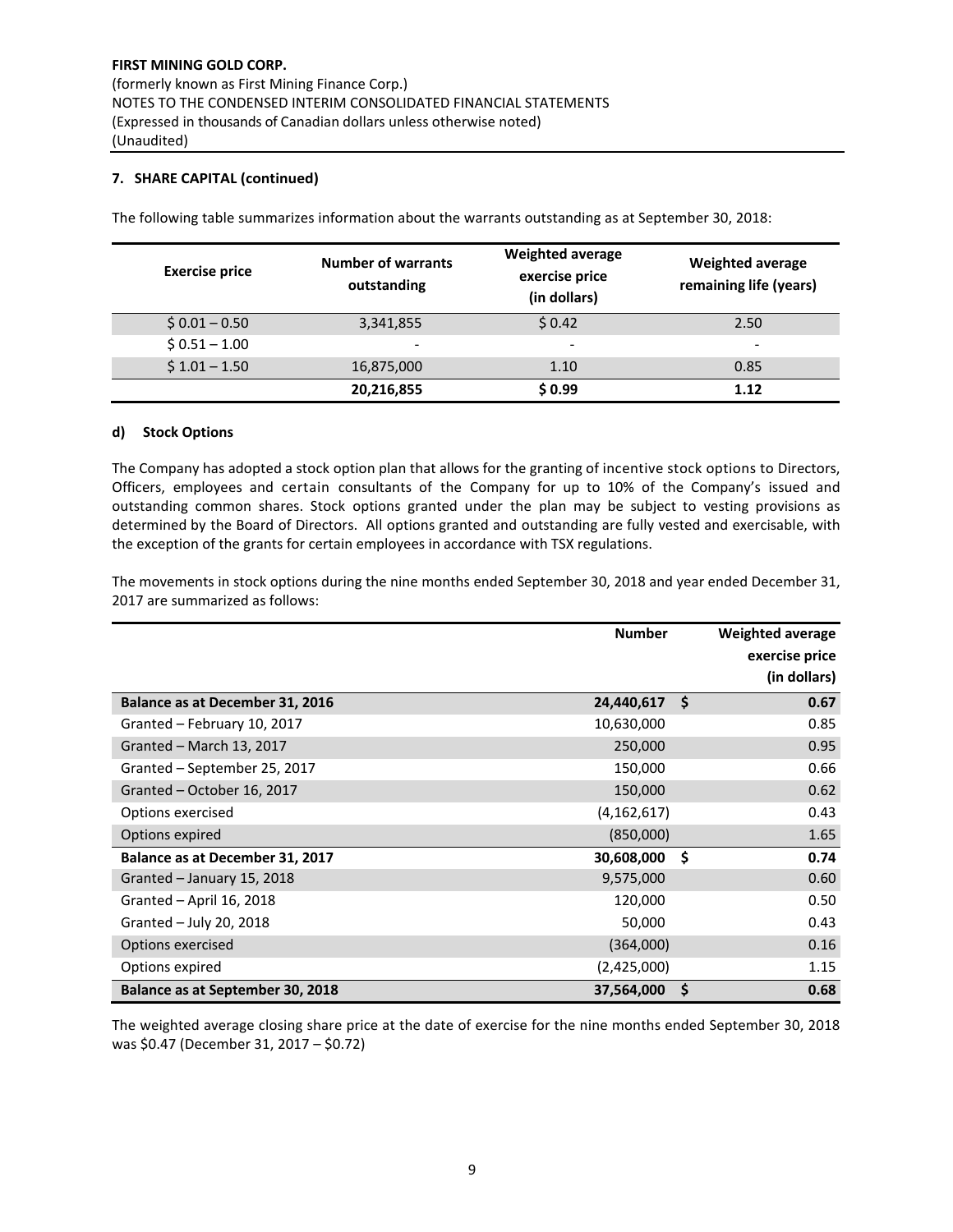## 7. SHARE CAPITAL (continued)

The following table summarizes information about the warrants outstanding as at September 30, 2018:

| Exercise price | Number of warrants outstanding | Weighted average exercise price (in dollars) | Weighted average remaining life (years) |
|---|---|---|---|
| $ 0.01 – 0.50 | 3,341,855 | $ 0.42 | 2.50 |
| $ 0.51 – 1.00 | - | - | - |
| $ 1.01 – 1.50 | 16,875,000 | 1.10 | 0.85 |
| | **20,216,855** | **$ 0.99** | **1.12** |

### d) Stock Options

The Company has adopted a stock option plan that allows for the granting of incentive stock options to Directors, Officers, employees and certain consultants of the Company for up to 10% of the Company's issued and outstanding common shares. Stock options granted under the plan may be subject to vesting provisions as determined by the Board of Directors. All options granted and outstanding are fully vested and exercisable, with the exception of the grants for certain employees in accordance with TSX regulations.

The movements in stock options during the nine months ended September 30, 2018 and year ended December 31, 2017 are summarized as follows:

| | Number | Weighted average exercise price (in dollars) |
|---|---|---|
| **Balance as at December 31, 2016** | **24,440,617** | **$ 0.67** |
| Granted – February 10, 2017 | 10,630,000 | 0.85 |
| Granted – March 13, 2017 | 250,000 | 0.95 |
| Granted – September 25, 2017 | 150,000 | 0.66 |
| Granted – October 16, 2017 | 150,000 | 0.62 |
| Options exercised | (4,162,617) | 0.43 |
| Options expired | (850,000) | 1.65 |
| **Balance as at December 31, 2017** | **30,608,000** | **$ 0.74** |
| Granted – January 15, 2018 | 9,575,000 | 0.60 |
| Granted – April 16, 2018 | 120,000 | 0.50 |
| Granted – July 20, 2018 | 50,000 | 0.43 |
| Options exercised | (364,000) | 0.16 |
| Options expired | (2,425,000) | 1.15 |
| **Balance as at September 30, 2018** | **37,564,000** | **$ 0.68** |

The weighted average closing share price at the date of exercise for the nine months ended September 30, 2018 was $0.47 (December 31, 2017 – $0.72)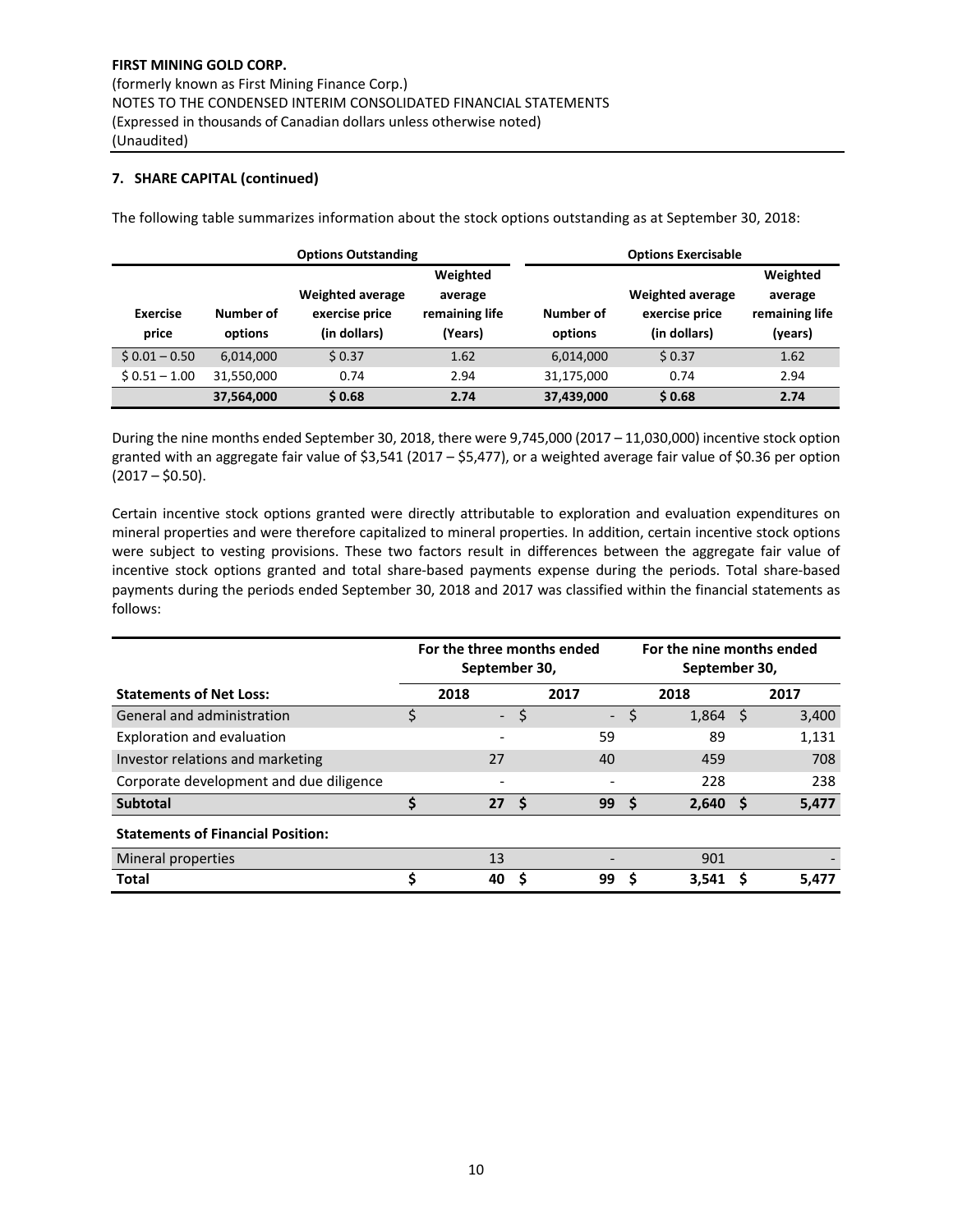FIRST MINING GOLD CORP.
(formerly known as First Mining Finance Corp.)
NOTES TO THE CONDENSED INTERIM CONSOLIDATED FINANCIAL STATEMENTS
(Expressed in thousands of Canadian dollars unless otherwise noted)
(Unaudited)

### 7. SHARE CAPITAL (continued)

The following table summarizes information about the stock options outstanding as at September 30, 2018:

| | Options Outstanding | | | Options Exercisable | | |
|---|---|---|---|---|---|---|
| **Exercise price** | **Number of options** | **Weighted average exercise price (in dollars)** | **Weighted average remaining life (Years)** | **Number of options** | **Weighted average exercise price (in dollars)** | **Weighted average remaining life (years)** |
| $ 0.01 – 0.50 | 6,014,000 | $ 0.37 | 1.62 | 6,014,000 | $ 0.37 | 1.62 |
| $ 0.51 – 1.00 | 31,550,000 | 0.74 | 2.94 | 31,175,000 | 0.74 | 2.94 |
| | **37,564,000** | **$ 0.68** | **2.74** | **37,439,000** | **$ 0.68** | **2.74** |

During the nine months ended September 30, 2018, there were 9,745,000 (2017 – 11,030,000) incentive stock option granted with an aggregate fair value of $3,541 (2017 – $5,477), or a weighted average fair value of $0.36 per option (2017 – $0.50).

Certain incentive stock options granted were directly attributable to exploration and evaluation expenditures on mineral properties and were therefore capitalized to mineral properties. In addition, certain incentive stock options were subject to vesting provisions. These two factors result in differences between the aggregate fair value of incentive stock options granted and total share-based payments expense during the periods. Total share-based payments during the periods ended September 30, 2018 and 2017 was classified within the financial statements as follows:

| | For the three months ended September 30, | | For the nine months ended September 30, | |
|---|---|---|---|---|
| **Statements of Net Loss:** | **2018** | **2017** | **2018** | **2017** |
| General and administration | $ - | $ - | $ 1,864 | $ 3,400 |
| Exploration and evaluation | - | 59 | 89 | 1,131 |
| Investor relations and marketing | 27 | 40 | 459 | 708 |
| Corporate development and due diligence | - | - | 228 | 238 |
| **Subtotal** | **$ 27** | **$ 99** | **$ 2,640** | **$ 5,477** |
| **Statements of Financial Position:** | | | | |
| Mineral properties | 13 | - | 901 | - |
| **Total** | **$ 40** | **$ 99** | **$ 3,541** | **$ 5,477** |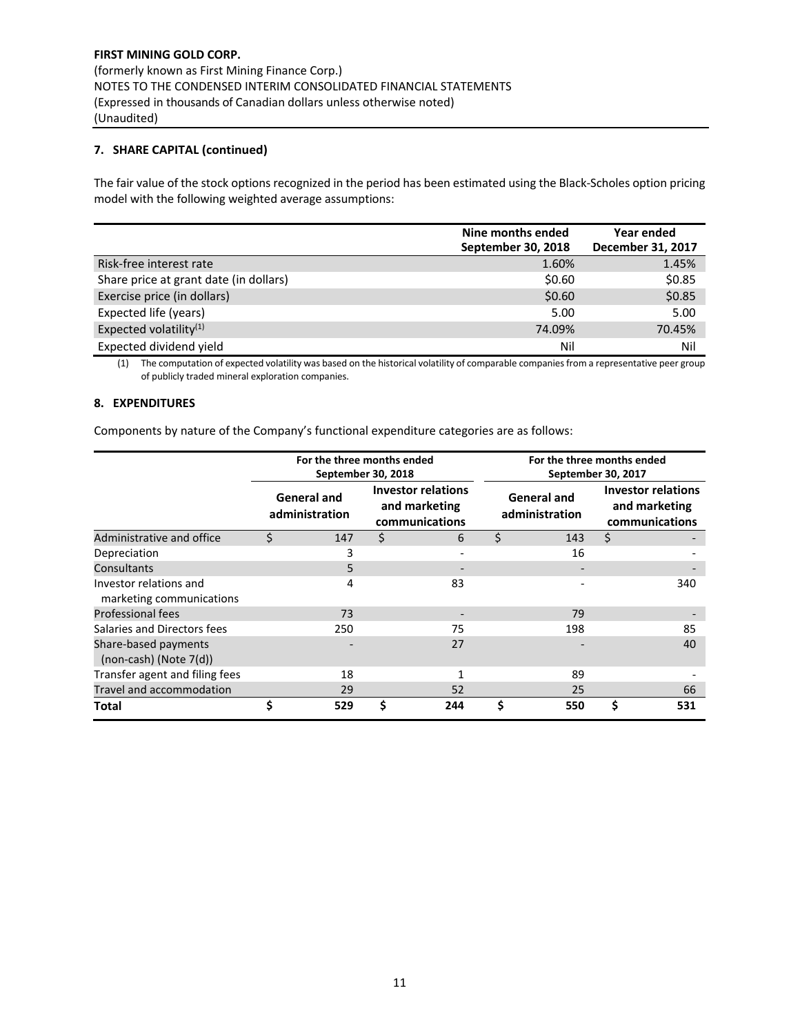**FIRST MINING GOLD CORP.**
(formerly known as First Mining Finance Corp.)
NOTES TO THE CONDENSED INTERIM CONSOLIDATED FINANCIAL STATEMENTS
(Expressed in thousands of Canadian dollars unless otherwise noted)
(Unaudited)

## 7. SHARE CAPITAL (continued)

The fair value of the stock options recognized in the period has been estimated using the Black-Scholes option pricing model with the following weighted average assumptions:

| | Nine months ended September 30, 2018 | Year ended December 31, 2017 |
|---|---|---|
| Risk-free interest rate | 1.60% | 1.45% |
| Share price at grant date (in dollars) | $0.60 | $0.85 |
| Exercise price (in dollars) | $0.60 | $0.85 |
| Expected life (years) | 5.00 | 5.00 |
| Expected volatility[1] | 74.09% | 70.45% |
| Expected dividend yield | Nil | Nil |

(1) The computation of expected volatility was based on the historical volatility of comparable companies from a representative peer group of publicly traded mineral exploration companies.

## 8. EXPENDITURES

Components by nature of the Company's functional expenditure categories are as follows:

| | For the three months ended September 30, 2018 | | For the three months ended September 30, 2017 | |
|---|---|---|---|---|
| | General and administration | Investor relations and marketing communications | General and administration | Investor relations and marketing communications |
| Administrative and office | $ 147 | $ 6 | $ 143 | $ - |
| Depreciation | 3 | - | 16 | - |
| Consultants | 5 | - | - | - |
| Investor relations and marketing communications | 4 | 83 | - | 340 |
| Professional fees | 73 | - | 79 | - |
| Salaries and Directors fees | 250 | 75 | 198 | 85 |
| Share-based payments (non-cash) (Note 7(d)) | - | 27 | - | 40 |
| Transfer agent and filing fees | 18 | 1 | 89 | - |
| Travel and accommodation | 29 | 52 | 25 | 66 |
| **Total** | **$ 529** | **$ 244** | **$ 550** | **$ 531** |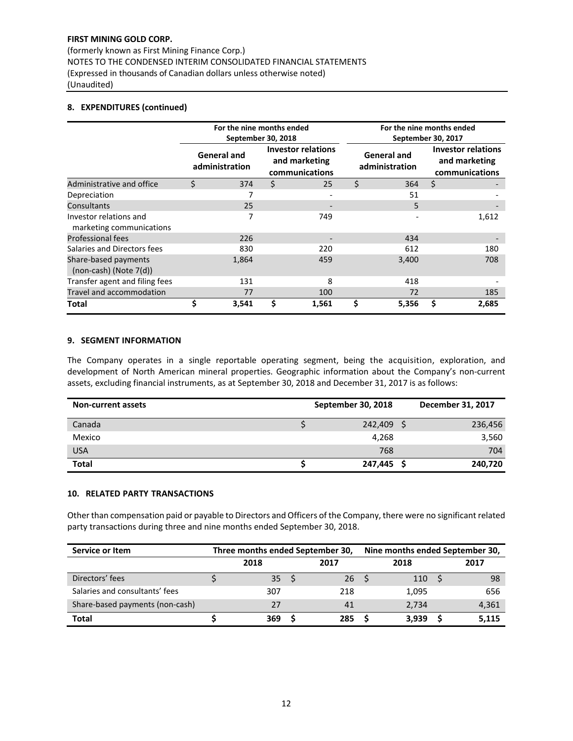**FIRST MINING GOLD CORP.**
(formerly known as First Mining Finance Corp.)
NOTES TO THE CONDENSED INTERIM CONSOLIDATED FINANCIAL STATEMENTS
(Expressed in thousands of Canadian dollars unless otherwise noted)
(Unaudited)

## 8. EXPENDITURES (continued)

| | For the nine months ended September 30, 2018 | | For the nine months ended September 30, 2017 | |
|---|---|---|---|---|
| | General and administration | Investor relations and marketing communications | General and administration | Investor relations and marketing communications |
| Administrative and office | $ 374 | $ 25 | $ 364 | $ - |
| Depreciation | 7 | - | 51 | - |
| Consultants | 25 | - | 5 | - |
| Investor relations and marketing communications | 7 | 749 | - | 1,612 |
| Professional fees | 226 | - | 434 | - |
| Salaries and Directors fees | 830 | 220 | 612 | 180 |
| Share-based payments (non-cash) (Note 7(d)) | 1,864 | 459 | 3,400 | 708 |
| Transfer agent and filing fees | 131 | 8 | 418 | - |
| Travel and accommodation | 77 | 100 | 72 | 185 |
| **Total** | **$ 3,541** | **$ 1,561** | **$ 5,356** | **$ 2,685** |

## 9. SEGMENT INFORMATION

The Company operates in a single reportable operating segment, being the acquisition, exploration, and development of North American mineral properties. Geographic information about the Company's non-current assets, excluding financial instruments, as at September 30, 2018 and December 31, 2017 is as follows:

| Non-current assets | September 30, 2018 | December 31, 2017 |
|---|---|---|
| Canada | $ 242,409 | $ 236,456 |
| Mexico | 4,268 | 3,560 |
| USA | 768 | 704 |
| **Total** | **$ 247,445** | **$ 240,720** |

## 10. RELATED PARTY TRANSACTIONS

Other than compensation paid or payable to Directors and Officers of the Company, there were no significant related party transactions during three and nine months ended September 30, 2018.

| Service or Item | Three months ended September 30, | | Nine months ended September 30, | |
|---|---|---|---|---|
| | 2018 | 2017 | 2018 | 2017 |
| Directors' fees | $ 35 | $ 26 | $ 110 | $ 98 |
| Salaries and consultants' fees | 307 | 218 | 1,095 | 656 |
| Share-based payments (non-cash) | 27 | 41 | 2,734 | 4,361 |
| **Total** | **$ 369** | **$ 285** | **$ 3,939** | **$ 5,115** |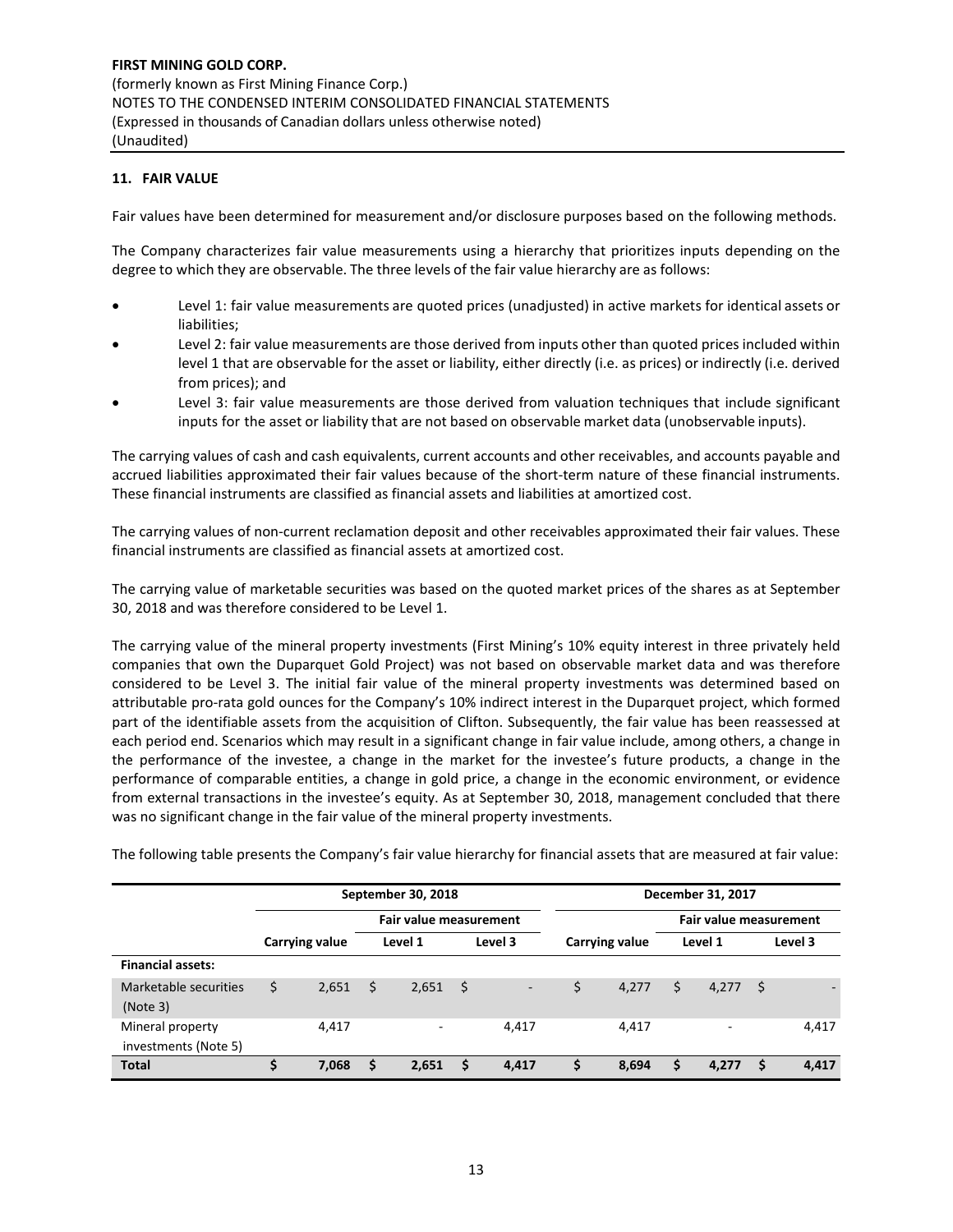## 11. FAIR VALUE

Fair values have been determined for measurement and/or disclosure purposes based on the following methods.

The Company characterizes fair value measurements using a hierarchy that prioritizes inputs depending on the degree to which they are observable. The three levels of the fair value hierarchy are as follows:

- Level 1: fair value measurements are quoted prices (unadjusted) in active markets for identical assets or liabilities;
- Level 2: fair value measurements are those derived from inputs other than quoted prices included within level 1 that are observable for the asset or liability, either directly (i.e. as prices) or indirectly (i.e. derived from prices); and
- Level 3: fair value measurements are those derived from valuation techniques that include significant inputs for the asset or liability that are not based on observable market data (unobservable inputs).

The carrying values of cash and cash equivalents, current accounts and other receivables, and accounts payable and accrued liabilities approximated their fair values because of the short-term nature of these financial instruments. These financial instruments are classified as financial assets and liabilities at amortized cost.

The carrying values of non-current reclamation deposit and other receivables approximated their fair values. These financial instruments are classified as financial assets at amortized cost.

The carrying value of marketable securities was based on the quoted market prices of the shares as at September 30, 2018 and was therefore considered to be Level 1.

The carrying value of the mineral property investments (First Mining's 10% equity interest in three privately held companies that own the Duparquet Gold Project) was not based on observable market data and was therefore considered to be Level 3. The initial fair value of the mineral property investments was determined based on attributable pro-rata gold ounces for the Company's 10% indirect interest in the Duparquet project, which formed part of the identifiable assets from the acquisition of Clifton. Subsequently, the fair value has been reassessed at each period end. Scenarios which may result in a significant change in fair value include, among others, a change in the performance of the investee, a change in the market for the investee's future products, a change in the performance of comparable entities, a change in gold price, a change in the economic environment, or evidence from external transactions in the investee's equity. As at September 30, 2018, management concluded that there was no significant change in the fair value of the mineral property investments.

The following table presents the Company's fair value hierarchy for financial assets that are measured at fair value:

| | September 30, 2018 | | | December 31, 2017 | | |
|---|---|---|---|---|---|---|
| | | Fair value measurement | | | Fair value measurement | |
| | Carrying value | Level 1 | Level 3 | Carrying value | Level 1 | Level 3 |
| **Financial assets:** | | | | | | |
| Marketable securities (Note 3) | $ 2,651 | $ 2,651 | $ - | $ 4,277 | $ 4,277 | $ - |
| Mineral property investments (Note 5) | 4,417 | - | 4,417 | 4,417 | - | 4,417 |
| **Total** | **$ 7,068** | **$ 2,651** | **$ 4,417** | **$ 8,694** | **$ 4,277** | **$ 4,417** |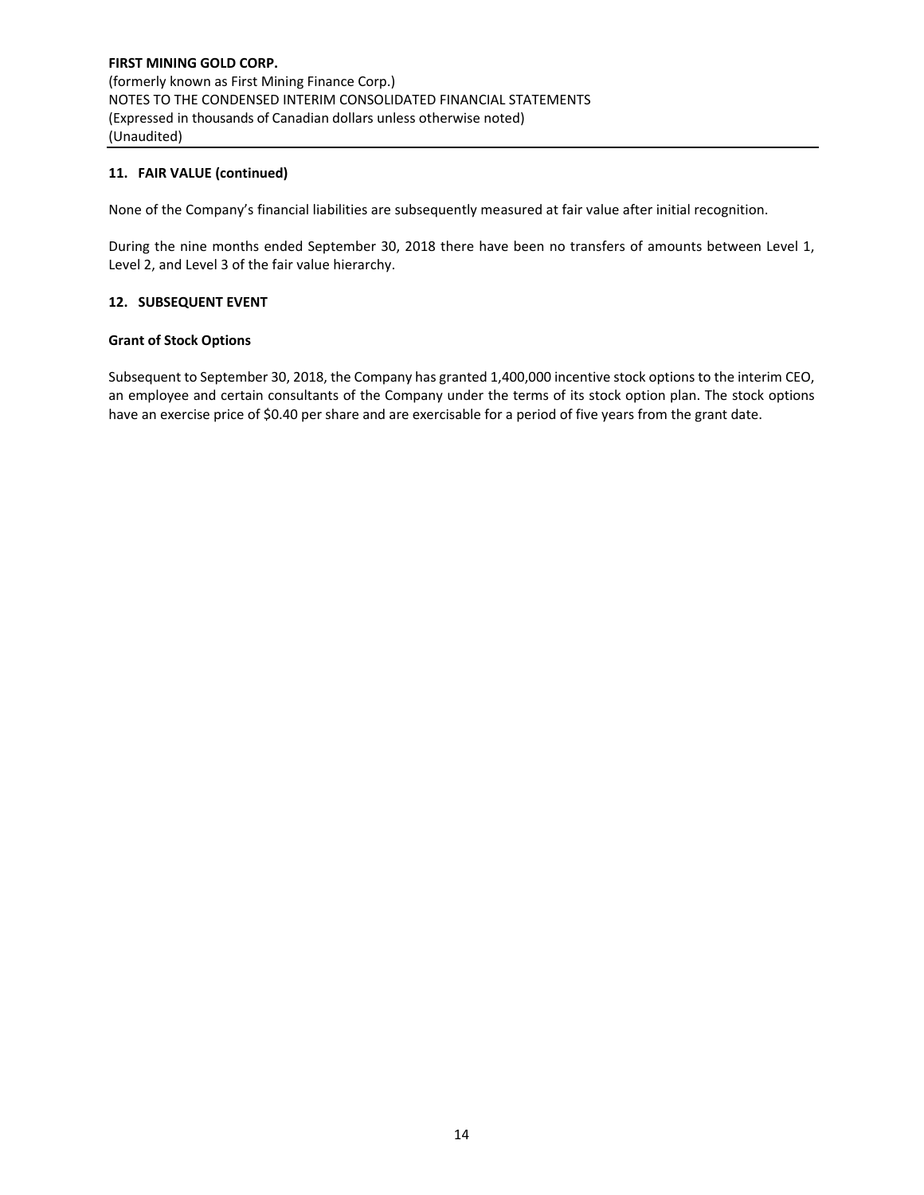## 11. FAIR VALUE (continued)

None of the Company's financial liabilities are subsequently measured at fair value after initial recognition.

During the nine months ended September 30, 2018 there have been no transfers of amounts between Level 1, Level 2, and Level 3 of the fair value hierarchy.

## 12. SUBSEQUENT EVENT

### Grant of Stock Options

Subsequent to September 30, 2018, the Company has granted 1,400,000 incentive stock options to the interim CEO, an employee and certain consultants of the Company under the terms of its stock option plan. The stock options have an exercise price of $0.40 per share and are exercisable for a period of five years from the grant date.